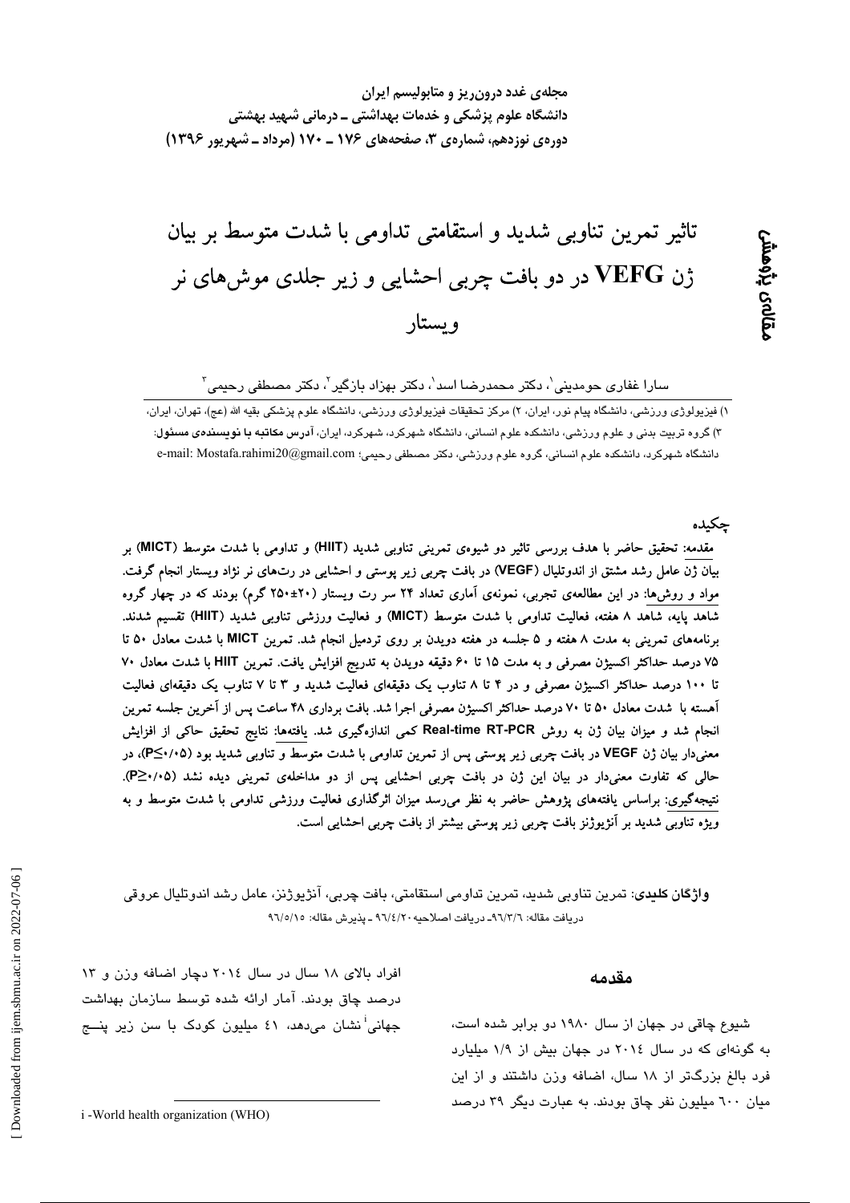مجله‌ی غدد درون‌ریز و متابولیسم ایران
دانشگاه علوم پزشکی و خدمات بهداشتی ـ درمانی شهید بهشتی
دوره‌ی نوزدهم، شماره‌ی ۳، صفحه‌های ۱۷۶ ـ ۱۷۰ (مرداد ـ شهریور ۱۳۹۶)

مقاله‌ی پژوهشی

# تاثیر تمرین تناوبی شدید و استقامتی تداومی با شدت متوسط بر بیان ژن VEFG در دو بافت چربی احشایی و زیر جلدی موش‌های نر ویستار

سارا غفاری حومدینی[1]، دکتر محمدرضا اسد[1]، دکتر بهزاد بازگیر[2]، دکتر مصطفی رحیمی[3]

۱) فیزیولوژی ورزشی، دانشگاه پیام نور، ایران، ۲) مرکز تحقیقات فیزیولوژی ورزشی، دانشگاه علوم پزشکی بقیه الله (عج)، تهران، ایران، ۳) گروه تربیت بدنی و علوم ورزشی، دانشکده علوم انسانی، دانشگاه شهرکرد، شهرکرد، ایران، **آدرس مکاتبه با نویسنده‌ی مسئول:** دانشگاه شهرکرد، دانشکده علوم انسانی، گروه علوم ورزشی، دکتر مصطفی رحیمی؛ e-mail: Mostafa.rahimi20@gmail.com

## چکیده

**مقدمه: تحقیق حاضر با هدف بررسی تاثیر دو شیوه‌ی تمرینی تناوبی شدید (HIIT) و تداومی با شدت متوسط (MICT) بر بیان ژن عامل رشد مشتق از اندوتلیال (VEGF) در بافت چربی زیر پوستی و احشایی در رت‌های نر نژاد ویستار انجام گرفت. مواد و روش‌ها: در این مطالعه‌ی تجربی، نمونه‌ی آماری تعداد ۲۴ سر رت ویستار (۲۰±۲۵۰ گرم) بودند که در چهار گروه شاهد پایه، شاهد ۸ هفته، فعالیت تداومی با شدت متوسط (MICT) و فعالیت ورزشی تناوبی شدید (HIIT) تقسیم شدند. برنامه‌های تمرینی به مدت ۸ هفته و ۵ جلسه در هفته دویدن بر روی تردمیل انجام شد. تمرین MICT با شدت معادل ۵۰ تا ۷۵ درصد حداکثر اکسیژن مصرفی و به مدت ۱۵ تا ۶۰ دقیقه دویدن به تدریج افزایش یافت. تمرین HIIT با شدت معادل ۷۰ تا ۱۰۰ درصد حداکثر اکسیژن مصرفی و در ۴ تا ۸ تناوب یک دقیقه‌ای فعالیت شدید و ۳ تا ۷ تناوب یک دقیقه‌ای فعالیت آهسته با شدت معادل ۵۰ تا ۷۰ درصد حداکثر اکسیژن مصرفی اجرا شد. بافت برداری ۴۸ ساعت پس از آخرین جلسه تمرین انجام شد و میزان بیان ژن به روش Real-time RT-PCR کمی اندازه‌گیری شد. یافته‌ها: نتایج تحقیق حاکی از افزایش معنی‌دار بیان ژن VEGF در بافت چربی زیر پوستی پس از تمرین تداومی با شدت متوسط و تناوبی شدید بود (P≤۰/۰۵)، در حالی که تفاوت معنی‌دار در بیان این ژن در بافت چربی احشایی پس از دو مداخله‌ی تمرینی دیده نشد (P≥۰/۰۵). نتیجه‌گیری: براساس یافته‌های پژوهش حاضر به نظر می‌رسد میزان اثرگذاری فعالیت ورزشی تداومی با شدت متوسط و به ویژه تناوبی شدید بر آنژیوژنز بافت چربی زیر پوستی بیشتر از بافت چربی احشایی است.**

**واژگان کلیدی:** تمرین تناوبی شدید، تمرین تداومی استقامتی، بافت چربی، آنژیوژنز، عامل رشد اندوتلیال عروقی

دریافت مقاله: ۹۶/۳/۶ـ دریافت اصلاحیه ۹۶/۴/۲۰ ـ پذیرش مقاله: ۹۶/۵/۱۵

## مقدمه

شیوع چاقی در جهان از سال ۱۹۸۰ دو برابر شده است، به گونه‌ای که در سال ۲۰۱۴ در جهان بیش از ۱/۹ میلیارد فرد بالغ بزرگ‌تر از ۱۸ سال، اضافه وزن داشتند و از این میان ۶۰۰ میلیون نفر چاق بودند. به عبارت دیگر ۳۹ درصد افراد بالای ۱۸ سال در سال ۲۰۱۴ دچار اضافه وزن و ۱۳ درصد چاق بودند. آمار ارائه شده توسط سازمان بهداشت جهانی[i] نشان می‌دهد، ۴۱ میلیون کودک با سن زیر پنـج

i -World health organization (WHO)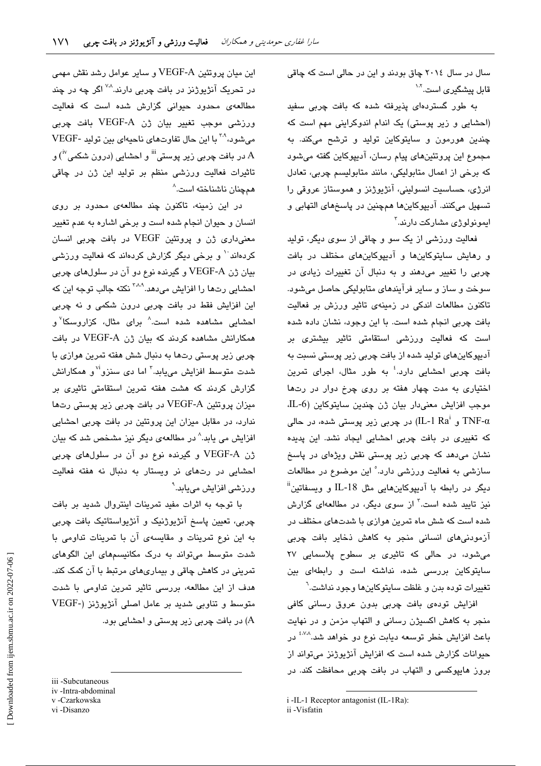سال در سال ۲۰۱۴ چاق بودند و این در حالی است که چاقی قابل پیشگیری است.[۱،۲]

به طور گسترده‌ای پذیرفته شده که بافت چربی سفید (احشایی و زیر پوستی) یک اندام اندوکرایی مهم است که چندین هورمون و سایتوکاین تولید و ترشح می‌کند. به مجموع این پروتئین‌های پیام رسان، آدیپوکاین گفته می‌شود که برخی از اعمال متابولیکی، مانند متابولیسم چربی، تعادل انرژی، حساسیت انسولینی، آنژیوژنز و هموستاز عروقی را تسهیل می‌کنند. آدیپوکاین‌ها هم‌چنین در پاسخ‌های التهابی و ایمونولوژی مشارکت دارند.[۳]

فعالیت ورزشی از یک سو و چاقی از سوی دیگر، تولید و رهایش سایتوکاین‌ها و آدیپوکاین‌های مختلف در بافت چربی را تغییر می‌دهند و به دنبال آن تغییرات زیادی در سوخت و ساز و سایر فرآیندهای متابولیکی حاصل می‌شود. تاکنون مطالعات اندکی در زمینه‌ی تاثیر ورزش بر فعالیت بافت چربی انجام شده است. با این وجود، نشان داده شده است که فعالیت ورزشی استقامتی تاثیر بیشتری بر آدیپوکاین‌های تولید شده از بافت چربی زیر پوستی نسبت به بافت چربی احشایی دارد.[۴] به طور مثال، اجرای تمرین اختیاری به مدت چهار هفته بر روی چرخ دوار در رت‌ها موجب افزایش معنی‌دار بیان ژن چندین سایتوکاین (IL-6، TNF-α و IL-1 Ra[i]) در چربی زیر پوستی شده، در حالی که تغییری در بافت چربی احشایی ایجاد نشد. این پدیده نشان می‌دهد که چربی زیر پوستی نقش ویژه‌ای در پاسخ سازشی به فعالیت ورزشی دارد.[۵] این موضوع در مطالعات دیگر در رابطه با آدیپوکاین‌هایی مثل IL-18 و ویسفاتین[ii] نیز تایید شده است.[۳] از سوی دیگر، در مطالعه‌ای گزارش شده است که شش ماه تمرین هوازی با شدت‌های مختلف در آزمودنی‌های انسانی منجر به کاهش ذخایر بافت چربی می‌شود، در حالی که تاثیری بر سطوح پلاسمایی ۲۷ سایتوکاین بررسی شده، نداشته است و رابطه‌ای بین تغییرات توده بدن و غلظت سایتوکاین‌ها وجود نداشت.[۶]

افزایش توده‌ی بافت چربی بدون عروق رسانی کافی منجر به کاهش اکسیژن رسانی و التهاب مزمن و در نهایت باعث افزایش خطر توسعه دیابت نوع دو خواهد شد.[۴،۷،۸] در حیوانات گزارش شده است که افزایش آنژیوژنز می‌تواند از بروز هایپوکسی و التهاب در بافت چربی محافظت کند. در این میان پروتئین VEGF-A و سایر عوامل رشد نقش مهمی در تحریک آنژیوژنز در بافت چربی دارند.[۷،۸] اگر چه در چند مطالعه‌ی محدود حیوانی گزارش شده است که فعالیت ورزشی موجب تغییر بیان ژن VEGF-A بافت چربی می‌شود،[۳،۹] با این حال تفاوت‌های ناحیه‌ای بین تولید VEGF-A در بافت چربی زیر پوستی[iii] و احشایی (درون شکمی[iv]) و تاثیرات فعالیت ورزشی منظم بر تولید این ژن در چاقی هم‌چنان ناشناخته است.[۸]

در این زمینه، تاکنون چند مطالعه‌ی محدود بر روی انسان و حیوان انجام شده است و برخی اشاره به عدم تغییر معنی‌داری ژن و پروتئین VEGF در بافت چربی انسان کرده‌اند[۱۰] و برخی دیگر گزارش کرده‌اند که فعالیت ورزشی بیان ژن VEGF-A و گیرنده نوع دو آن در سلول‌های چربی احشایی رت‌ها را افزایش می‌دهد.[۳،۸،۹] نکته جالب توجه این که این افزایش فقط در بافت چربی درون شکمی و نه چربی احشایی مشاهده شده است.[۸] برای مثال، کزاروسکا[v] و همکارانش مشاهده کردند که بیان ژن VEGF-A در بافت چربی زیر پوستی رت‌ها به دنبال شش هفته تمرین هوازی با شدت متوسط افزایش می‌یابد.[۳] اما دی سنزو[vi] و همکارانش گزارش کردند که هشت هفته تمرین استقامتی تاثیری بر میزان پروتئین VEGF-A در بافت چربی زیر پوستی رت‌ها ندارد، در مقابل میزان این پروتئین در بافت چربی احشایی افزایش می یابد.[۸] در مطالعه‌ی دیگر نیز مشخص شد که بیان ژن VEGF-A و گیرنده نوع دو آن در سلول‌های چربی احشایی در رت‌های نر ویستار به دنبال نه هفته فعالیت ورزشی افزایش می‌یابد.[۹]

با توجه به اثرات مفید تمرینات اینتروال شدید بر بافت چربی، تعیین پاسخ آنژیوژنیک و آنژیواستاتیک بافت چربی به این نوع تمرینات و مقایسه‌ی آن با تمرینات تداومی با شدت متوسط می‌تواند به درک مکانیسم‌های این الگوهای تمرینی در کاهش چاقی و بیماری‌های مرتبط با آن کمک کند. هدف از این مطالعه، بررسی تاثیر تمرین تداومی با شدت متوسط و تناوبی شدید بر عامل اصلی آنژیوژنز (VEGF-A) در بافت چربی زیر پوستی و احشایی بود.

---

i -IL-1 Receptor antagonist (IL-1Ra):
ii -Visfatin
iii -Subcutaneous
iv -Intra-abdominal
v -Czarkowska
vi -Disanzo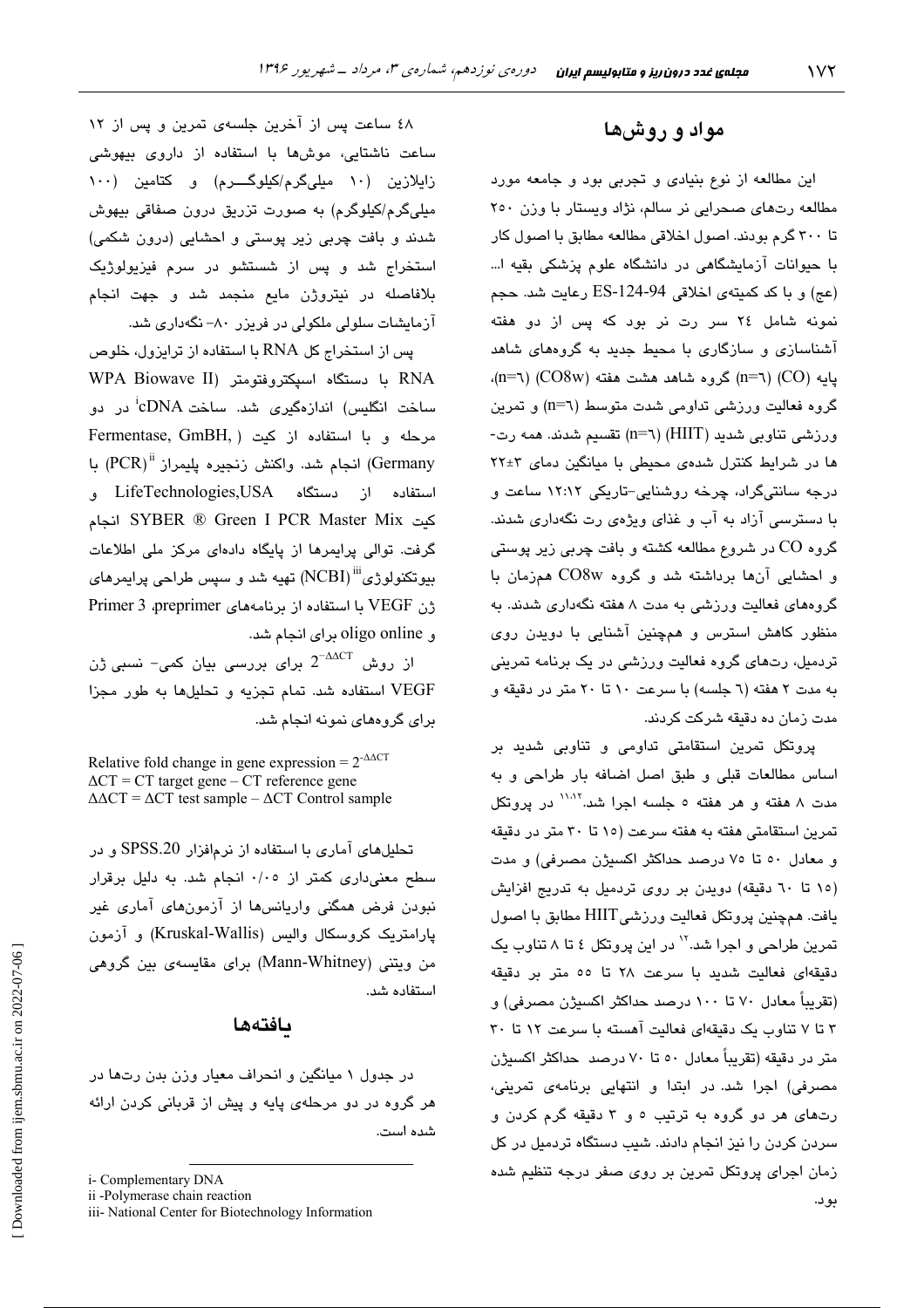## مواد و روش‌ها

این مطالعه از نوع بنیادی و تجربی بود و جامعه‌ی مورد مطالعه رت‌های صحرایی نر سالم، نژاد ویستار با وزن ۲۵۰ تا ۳۰۰ گرم بودند. اصول اخلاقی مطالعه مطابق با اصول کار با حیوانات آزمایشگاهی در دانشگاه علوم پزشکی بقیه ا... (عج) و با کد کمیته‌ی اخلاقی ES-124-94 رعایت شد. حجم نمونه شامل ۲۴ سر رت نر بود که پس از دو هفته آشناسازی و سازگاری با محیط جدید به گروه‌های شاهد پایه (CO) (n=٦) گروه شاهد هشت هفته (CO8w) (n=٦)، گروه فعالیت ورزشی تداومی شدت متوسط (n=٦) و تمرین ورزشی تناوبی شدید (HIIT) (n=٦) تقسیم شدند. همه رت‌ها در شرایط کنترل شده‌ی محیطی با میانگین دمای ۳±۲۲ درجه سانتی‌گراد، چرخه روشنایی-تاریکی ۱۲:۱۲ ساعت و با دسترسی آزاد به آب و غذای ویژه‌ی رت نگه‌داری شدند. گروه CO در شروع مطالعه کشته و بافت چربی زیر پوستی و احشایی آن‌ها برداشته شد و گروه CO8w هم‌زمان با گروه‌های فعالیت ورزشی به مدت ۸ هفته نگه‌داری شدند. به منظور کاهش استرس و همچنین آشنایی با دویدن روی تردمیل، رت‌های گروه فعالیت ورزشی در یک برنامه تمرینی به مدت ۲ هفته (٦ جلسه) با سرعت ۱۰ تا ۲۰ متر در دقیقه و مدت زمان ده دقیقه شرکت کردند.

پروتکل تمرین استقامتی تداومی و تناوبی شدید بر اساس مطالعات قبلی و طبق اصل اضافه بار طراحی و به مدت ۸ هفته و هر هفته ۵ جلسه اجرا شد.[11,12] در پروتکل تمرین استقامتی هفته به هفته سرعت (۱۵ تا ۳۰ متر در دقیقه و معادل ۵۰ تا ۷۵ درصد حداکثر اکسیژن مصرفی) و مدت (۱۵ تا ٦۰ دقیقه) دویدن بر روی تردمیل به تدریج افزایش یافت. همچنین پروتکل فعالیت ورزشی HIIT مطابق با اصول تمرین طراحی و اجرا شد.[12] در این پروتکل ٤ تا ۸ تناوب یک دقیقه‌ای فعالیت شدید با سرعت ۲۸ تا ۵۵ متر بر دقیقه (تقریباً معادل ۷۰ تا ۱۰۰ درصد حداکثر اکسیژن مصرفی) و ۳ تا ۷ تناوب یک دقیقه‌ای فعالیت آهسته با سرعت ۱۲ تا ۳۰ متر در دقیقه (تقریباً معادل ۵۰ تا ۷۰ درصد حداکثر اکسیژن مصرفی) اجرا شد. در ابتدا و انتهای برنامه‌ی تمرینی، رت‌های هر دو گروه به ترتیب ۵ و ۳ دقیقه گرم کردن و سرد کردن را نیز انجام دادند. شیب دستگاه تردمیل در کل زمان اجرای پروتکل تمرین بر روی صفر درجه تنظیم شده بود.

٤۸ ساعت پس از آخرین جلسه‌ی تمرین و پس از ۱۲ ساعت ناشتایی، موش‌ها با استفاده از داروی بیهوشی زایلازین (۱۰ میلی‌گرم/کیلوگرم) و کتامین (۱۰۰ میلی‌گرم/کیلوگرم) به صورت تزریق درون صفاقی بیهوش شدند و بافت چربی زیر پوستی و احشایی (درون شکمی) استخراج شد و پس از شستشو در سرم فیزیولوژیک بلافاصله در نیتروژن مایع منجمد شد و جهت انجام آزمایشات سلولی ملکولی در فریزر ۸۰- نگه‌داری شد.

پس از استخراج کل RNA با استفاده از ترایزول، خلوص RNA با دستگاه اسپکتروفتومتر (WPA Biowave II ساخت انگلیس) اندازه‌گیری شد. ساخت cDNA[i] در دو مرحله و با استفاده از کیت (Fermentase, GmBH, Germany) انجام شد. واکنش زنجیره پلیمراز (PCR)[ii] با استفاده از دستگاه LifeTechnologies,USA و کیت SYBER ® Green I PCR Master Mix انجام گرفت. توالی پرایمرها از پایگاه داده‌ای مرکز ملی اطلاعات بیوتکنولوژی (NCBI)[iii] تهیه شد و سپس طراحی پرایمرهای ژن VEGF با استفاده از برنامه‌های preprimer، Primer 3 و oligo online برای انجام شد.

از روش $2^{-\Delta\Delta CT}$ برای بررسی بیان کمی- نسبی ژن VEGF استفاده شد. تمام تجزیه و تحلیل‌ها به طور مجزا برای گروه‌های نمونه انجام شد.

Relative fold change in gene expression = $2^{-\Delta\Delta CT}$
$\Delta CT$ = CT target gene – CT reference gene
$\Delta\Delta CT$ = $\Delta CT$ test sample – $\Delta CT$ Control sample

تحلیل‌های آماری با استفاده از نرم‌افزار SPSS.20 و در سطح معنی‌داری کمتر از ۰/۰۵ انجام شد. به دلیل برقرار نبودن فرض همگنی واریانس‌ها از آزمون‌های آماری غیر پارامتریک کروسکال والیس (Kruskal-Wallis) و آزمون من ویتنی (Mann-Whitney) برای مقایسه‌ی بین گروهی استفاده شد.

## یافته‌ها

در جدول ۱ میانگین و انحراف معیار وزن بدن رت‌ها در هر گروه در دو مرحله‌ی پایه و پیش از قربانی کردن ارائه شده است.

---

i- Complementary DNA
ii -Polymerase chain reaction
iii- National Center for Biotechnology Information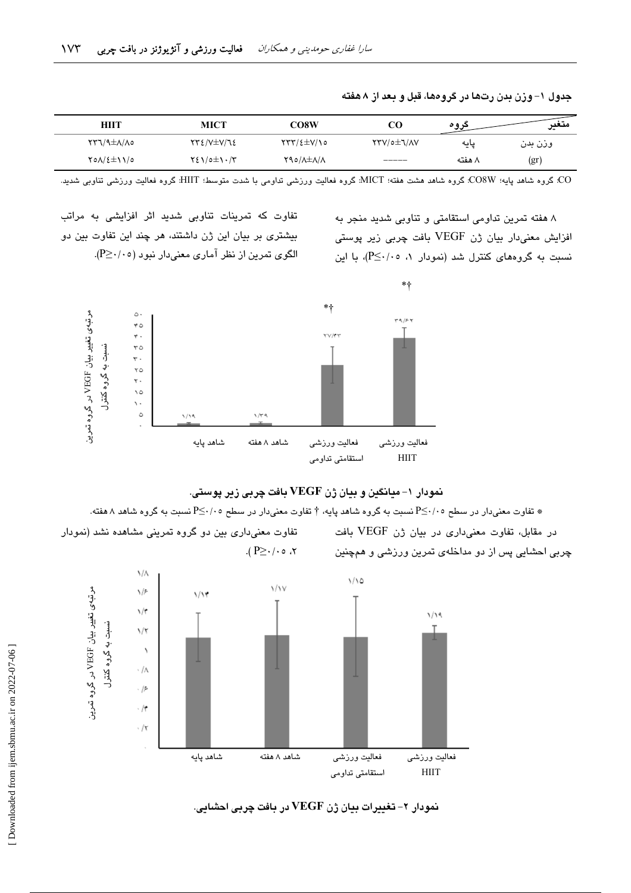**جدول ۱- وزن بدن رت‌ها در گروه‌ها، قبل و بعد از ۸ هفته**

| متغیر | گروه | CO | CO8W | MICT | HIIT |
|---|---|---|---|---|---|
| وزن بدن | پایه | ۲۳۷/۵±۶/۸۷ | ۲۳۳/۴±۷/۱۵ | ۲۳۴/۷±۷/۶۴ | ۲۳۶/۹±۸/۸۵ |
| (gr) | ۸ هفته | ----- | ۲۹۵/۸±۸/۸ | ۲۴۱/۵±۱۰/۳ | ۲۵۸/۴±۱۱/۵ |

CO: گروه شاهد پایه؛ CO8W: گروه شاهد هشت هفته؛ MICT: گروه فعالیت ورزشی تداومی با شدت متوسط؛ HIIT: گروه فعالیت ورزشی تناوبی شدید.

۸ هفته تمرین تداومی استقامتی و تناوبی شدید منجر به افزایش معنی‌دار بیان ژن VEGF بافت چربی زیر پوستی نسبت به گروه‌های کنترل شد (نمودار ۱، $P\leq 0/05$)، با این تفاوت که تمرینات تناوبی شدید اثر افزایشی به مراتب بیشتری بر بیان این ژن داشتند، هر چند این تفاوت بین دو الگوی تمرین از نظر آماری معنی‌دار نبود ($P\geq 0/05$).

**نمودار ۱- میانگین و بیان ژن VEGF بافت چربی زیر پوستی.**

* تفاوت معنی‌دار در سطح $P\leq 0/05$ نسبت به گروه شاهد پایه، † تفاوت معنی‌دار در سطح $P\leq 0/05$ نسبت به گروه شاهد ۸ هفته.

در مقابل، تفاوت معنی‌داری در بیان ژن VEGF بافت چربی احشایی پس از دو مداخله‌ی تمرین ورزشی و همچنین تفاوت معنی‌داری بین دو گروه تمرینی مشاهده نشد (نمودار ۲، $P\geq 0/05$).

**نمودار ۲- تغییرات بیان ژن VEGF در بافت چربی احشایی.**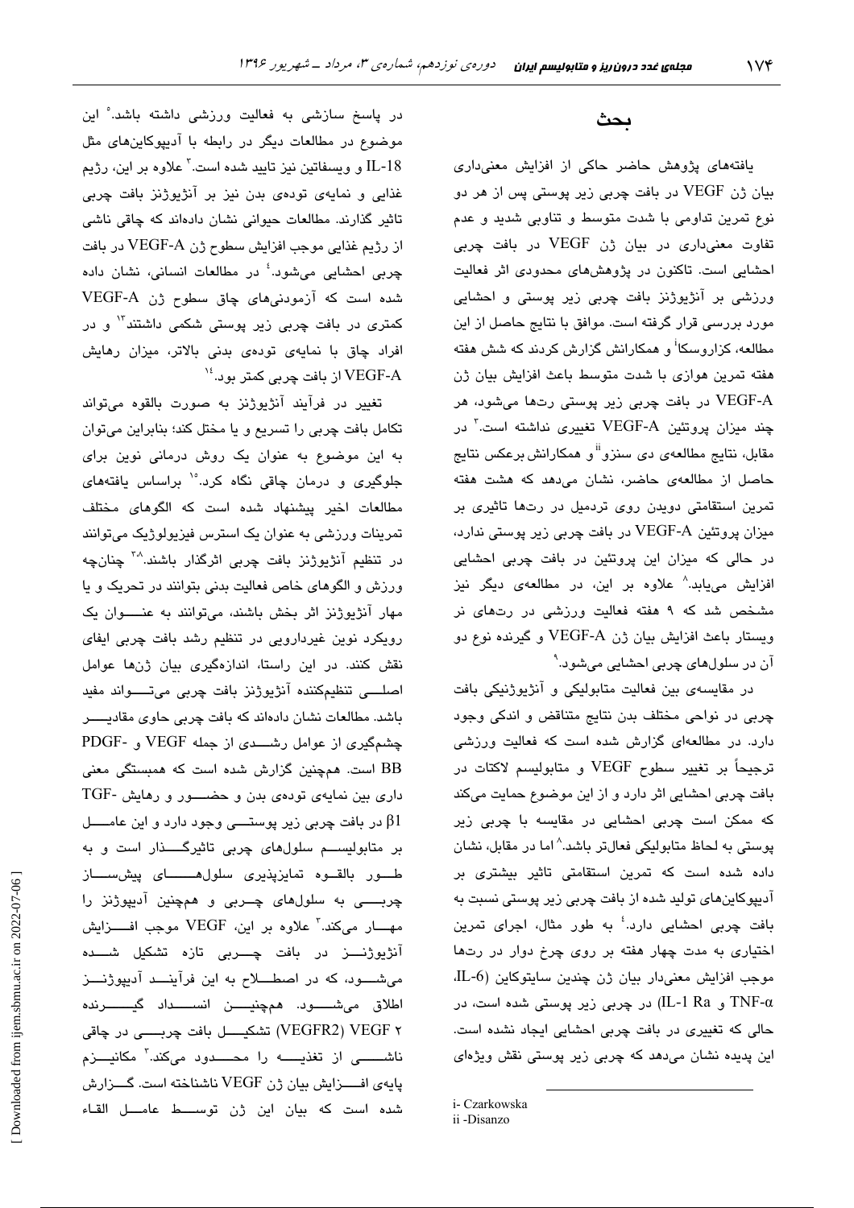## بحث

یافته‌های پژوهش حاضر حاکی از افزایش معنی‌داری بیان ژن VEGF در بافت چربی زیر پوستی پس از هر دو نوع تمرین تداومی با شدت متوسط و تناوبی شدید و عدم تفاوت معنی‌داری در بیان ژن VEGF در بافت چربی احشایی است. تاکنون در پژوهش‌های محدودی اثر فعالیت ورزشی بر آنژیوژنز بافت چربی زیر پوستی و احشایی مورد بررسی قرار گرفته است. موافق با نتایج حاصل از این مطالعه، کزاروسکا[i] و همکارانش گزارش کردند که شش هفته هفته تمرین هوازی با شدت متوسط باعث افزایش بیان ژن VEGF-A در بافت چربی زیر پوستی رت‌ها می‌شود، هر چند میزان پروتئین VEGF-A تغییری نداشته است.[7] در مقابل، نتایج مطالعه‌ی دی سنزو[ii] و همکارانش برعکس نتایج حاصل از مطالعه‌ی حاضر، نشان می‌دهد که هشت هفته تمرین استقامتی دویدن روی تردمیل در رت‌ها تاثیری بر میزان پروتئین VEGF-A در بافت چربی زیر پوستی ندارد، در حالی که میزان این پروتئین در بافت چربی احشایی افزایش می‌یابد.[8] علاوه بر این، در مطالعه‌ی دیگر نیز مشخص شد که ۹ هفته فعالیت ورزشی در رت‌های نر ویستار باعث افزایش بیان ژن VEGF-A و گیرنده نوع دو آن در سلول‌های چربی احشایی می‌شود.[9]

در مقایسه‌ی بین فعالیت متابولیکی و آنژیوژنیکی بافت چربی در نواحی مختلف بدن نتایج متناقض و اندکی وجود دارد. در مطالعه‌ای گزارش شده است که فعالیت ورزشی ترجیحاً بر تغییر سطوح VEGF و متابولیسم لاکتات در بافت چربی احشایی اثر دارد و از این موضوع حمایت می‌کند که ممکن است چربی احشایی در مقایسه با چربی زیر پوستی به لحاظ متابولیکی فعال‌تر باشد.[8] اما در مقابل، نشان داده شده است که تمرین استقامتی تاثیر بیشتری بر آدیپوکاین‌های تولید شده از بافت چربی زیر پوستی نسبت به بافت چربی احشایی دارد.[4] به طور مثال، اجرای تمرین اختیاری به مدت چهار هفته بر روی چرخ دوار در رت‌ها موجب افزایش معنی‌دار بیان ژن چندین سایتوکاین (IL-6، TNF-α و IL-1 Ra) در چربی زیر پوستی شده است، در حالی که تغییری در بافت چربی احشایی ایجاد نشده است. این پدیده نشان می‌دهد که چربی زیر پوستی نقش ویژه‌ای در پاسخ سازشی به فعالیت ورزشی داشته باشد.[5] این موضوع در مطالعات دیگر در رابطه با آدیپوکاین‌های مثل IL-18 و ویسفاتین نیز تایید شده است.[3] علاوه بر این، رژیم غذایی و نمایه‌ی توده‌ی بدن نیز بر آنژیوژنز بافت چربی تاثیر گذارند. مطالعات حیوانی نشان داده‌اند که چاقی ناشی از رژیم غذایی موجب افزایش سطوح ژن VEGF-A در بافت چربی احشایی می‌شود.[4] در مطالعات انسانی، نشان داده شده است که آزمودنی‌های چاق سطوح ژن VEGF-A کمتری در بافت چربی زیر پوستی شکمی داشتند[13] و در افراد چاق با نمایه‌ی توده‌ی بدنی بالاتر، میزان رهایش VEGF-A از بافت چربی کمتر بود.[14]

تغییر در فرآیند آنژیوژنز به صورت بالقوه می‌تواند تکامل بافت چربی را تسریع و یا مختل کند؛ بنابراین می‌توان به این موضوع به عنوان یک روش درمانی نوین برای جلوگیری و درمان چاقی نگاه کرد.[15] براساس یافته‌های مطالعات اخیر پیشنهاد شده است که الگوهای مختلف تمرینات ورزشی به عنوان یک استرس فیزیولوژیک می‌توانند در تنظیم آنژیوژنز بافت چربی اثرگذار باشند.[3،8] چنانچه ورزش و الگوهای خاص فعالیت بدنی بتوانند در تحریک و یا مهار آنژیوژنز اثر بخش باشند، می‌توانند به عنوان یک رویکرد نوین غیردارویی در تنظیم رشد بافت چربی ایفای نقش کنند. در این راستا، اندازه‌گیری بیان ژن‌ها عوامل اصلی تنظیم‌کننده آنژیوژنز بافت چربی می‌تواند مفید باشد. مطالعات نشان داده‌اند که بافت چربی حاوی مقادیر چشمگیری از عوامل رشدی از جمله VEGF و PDGF-BB است. همچنین گزارش شده است که همبستگی معنی داری بین نمایه‌ی توده‌ی بدن و حضور و رهایش TGF-β1 در بافت چربی زیر پوستی وجود دارد و این عامل بر متابولیسم سلول‌های چربی تاثیرگذار است و به طور بالقوه تمایزپذیری سلول‌های پیش‌ساز چربی به سلول‌های چربی و همچنین آدیپوژنز را مهار می‌کند.[3] علاوه بر این، VEGF موجب افزایش آنژیوژنز در بافت چربی تازه تشکیل شده می‌شود، که در اصطلاح به این فرآیند آدیپوژنز اطلاق می‌شود. همچنین انسداد گیرنده VEGF ۲ (VEGFR2) تشکیل بافت چربی در چاقی ناشی از تغذیه را محدود می‌کند.[3] مکانیزم پایه‌ی افزایش بیان ژن VEGF ناشناخته است. گزارش شده است که بیان این ژن توسط عامل القاء

---

i- Czarkowska
ii -Disanzo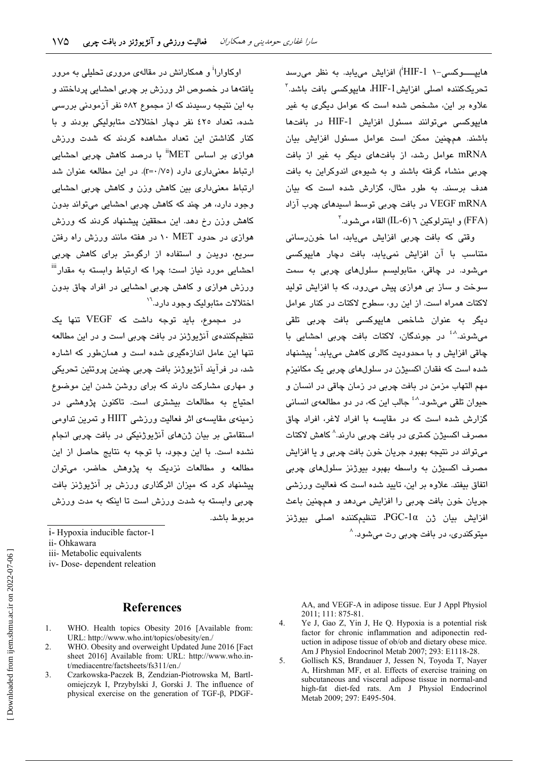هایپــــوکسی-۱ (HIF-1[i]) افزایش می‌یابد. به نظر می‌رسد تحریک‌کننده اصلی افزایش HIF-1، هایپوکسی بافت باشد.[۳] علاوه بر این، مشخص شده است که عوامل دیگری به غیر هایپوکسی می‌توانند مسئول افزایش HIF-1 در بافت‌ها باشند. همچنین ممکن است عوامل مسئول افزایش بیان mRNA عوامل رشد، از بافت‌های دیگر به غیر از بافت چربی منشاء گرفته باشند و به شیوه‌ی اندوکراین به بافت هدف برسند. به طور مثال، گزارش شده است که بیان VEGF mRNA در بافت چربی توسط اسیدهای چرب آزاد (FFA) و اینترلوکین ٦ (IL-6) القاء می‌شود.[۳]

وقتی که بافت چربی افزایش می‌یابد، اما خون‌رسانی متناسب با آن افزایش نمی‌یابد، بافت دچار هایپوکسی می‌شود. در چاقی، متابولیسم سلول‌های چربی به سمت سوخت و ساز بی هوازی پیش می‌رود، که با افزایش تولید لاکتات همراه است. از این رو، سطوح لاکتات در کنار عوامل دیگر به عنوان شاخص هایپوکسی بافت چربی تلقی می‌شوند.[۸،۴] در جوندگان، لاکتات بافت چربی احشایی با چاقی افزایش و با محدودیت کالری کاهش می‌یابد.[۴] پیشنهاد شده است که فقدان اکسیژن در سلول‌های چربی یک مکانیسم مهم التهاب مزمن در بافت چربی در زمان چاقی در انسان و حیوان تلقی می‌شود.[۸،۴] جالب این که، در دو مطالعه‌ی انسانی گزارش شده است که در مقایسه با افراد لاغر، افراد چاق مصرف اکسیژن کمتری در بافت چربی دارند.[۸] کاهش لاکتات می‌تواند در نتیجه بهبود جریان خون بافت چربی و یا افزایش مصرف اکسیژن به واسطه بهبود بیوژنز سلول‌های چربی اتفاق بیفتد. علاوه بر این، تایید شده است که فعالیت ورزشی جریان خون بافت چربی را افزایش می‌دهد و همچنین باعث افزایش بیان ژن PGC-1α، تنظیم‌کننده اصلی بیوژنز میتوکندری، در بافت چربی رت می‌شود.[۸]

اوکاوارا[ii] و همکارانش در مقاله‌ی مروری تحلیلی به مرور یافته‌ها در خصوص اثر ورزش بر چربی احشایی پرداختند و به این نتیجه رسیدند که از مجموع ۵۸۲ نفر آزمودنی بررسی شده، تعداد ٤٢٥ نفر دچار اختلالات متابولیکی بودند و با کنار گذاشتن این تعداد مشاهده کردند که شدت ورزش هوازی بر اساس MET[iii] با درصد کاهش چربی احشایی ارتباط معنی‌داری دارد (r=۰/۷۵). در این مطالعه عنوان شد ارتباط معنی‌داری بین کاهش وزن و کاهش چربی احشایی وجود دارد، هر چند که کاهش چربی احشایی می‌تواند بدون کاهش وزن رخ دهد. این محققین پیشنهاد کردند که ورزش هوازی در حدود ۱۰ MET در هفته مانند ورزش راه رفتن سریع، دویدن و استفاده از ارگومتر برای کاهش چربی احشایی مورد نیاز است؛ چرا که ارتباط وابسته به مقدار[iv] ورزش هوازی و کاهش چربی احشایی در افراد چاق بدون اختلالات متابولیک وجود دارد.[۱۱]

در مجموع، باید توجه داشت که VEGF تنها یک تنظیم‌کننده‌ی آنژیوژنز در بافت چربی است و در این مطالعه تنها این عامل اندازه‌گیری شده است و همان‌طور که اشاره شد، در فرآیند آنژیوژنز بافت چربی چندین پروتئین تحریکی و مهاری مشارکت دارند که برای روشن شدن این موضوع احتیاج به مطالعات بیشتری است. تاکنون پژوهشی در زمینه‌ی مقایسه‌ی اثر فعالیت ورزشی HIIT و تمرین تداومی استقامتی بر بیان ژن‌های آنژیوژنیکی در بافت چربی انجام نشده است. با این وجود، با توجه به نتایج حاصل از این مطالعه و مطالعات نزدیک به پژوهش حاضر، می‌توان پیشنهاد کرد که میزان اثرگذاری ورزش بر آنژیوژنز بافت چربی وابسته به شدت ورزش است تا اینکه به مدت ورزش مربوط باشد.

i- Hypoxia inducible factor-1
ii- Ohkawara
iii- Metabolic equivalents
iv- Dose- dependent releation

## References

1. WHO. Health topics Obesity 2016 [Available from: URL: http://www.who.int/topics/obesity/en./
2. WHO. Obesity and overweight Updated June 2016 [Fact sheet 2016] Available from: URL: http://www.who.int/mediacentre/factsheets/fs311/en./
3. Czarkowska-Paczek B, Zendzian-Piotrowska M, Bartlomiejczyk I, Przybylski J, Gorski J. The influence of physical exercise on the generation of TGF-β, PDGF-AA, and VEGF-A in adipose tissue. Eur J Appl Physiol 2011; 111: 875-81.
4. Ye J, Gao Z, Yin J, He Q. Hypoxia is a potential risk factor for chronic inflammation and adiponectin reduction in adipose tissue of ob/ob and dietary obese mice. Am J Physiol Endocrinol Metab 2007; 293: E1118-28.
5. Gollisch KS, Brandauer J, Jessen N, Toyoda T, Nayer A, Hirshman MF, et al. Effects of exercise training on subcutaneous and visceral adipose tissue in normal-and high-fat diet-fed rats. Am J Physiol Endocrinol Metab 2009; 297: E495-504.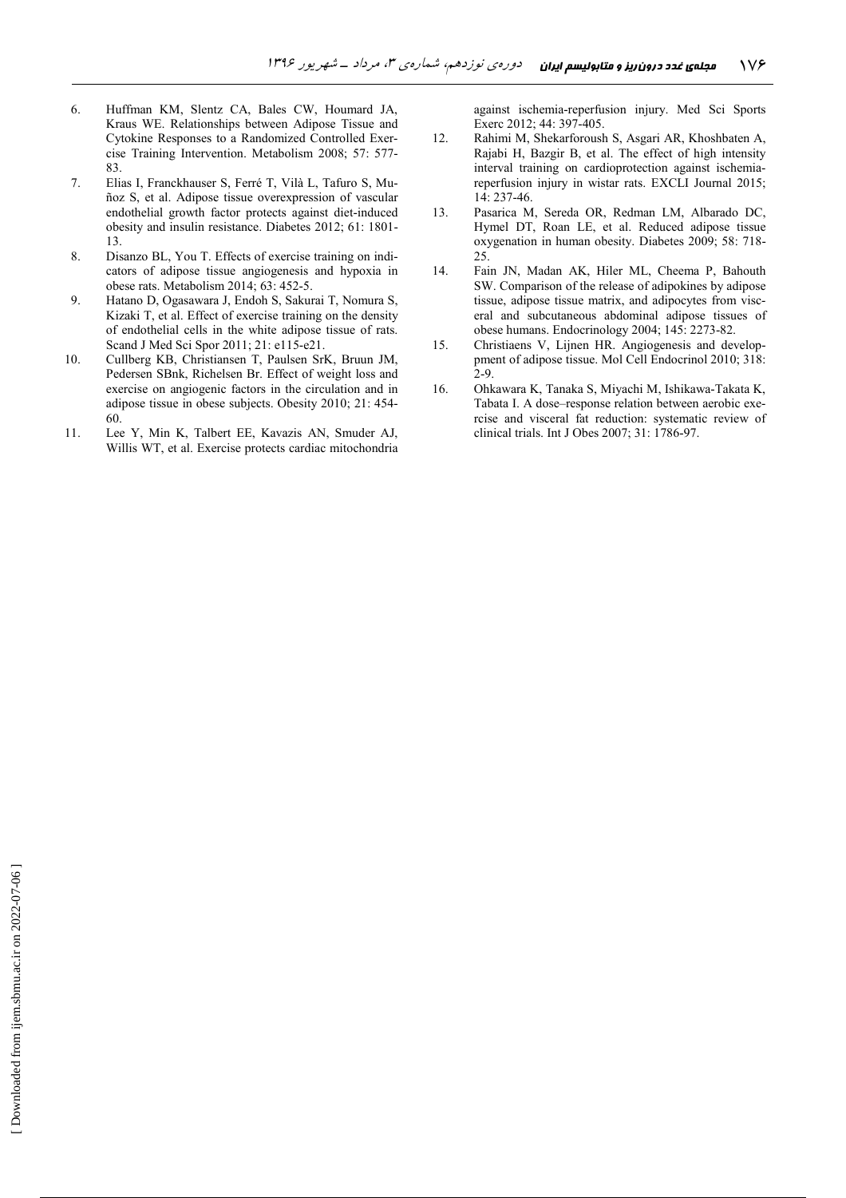6. Huffman KM, Slentz CA, Bales CW, Houmard JA, Kraus WE. Relationships between Adipose Tissue and Cytokine Responses to a Randomized Controlled Exercise Training Intervention. Metabolism 2008; 57: 577-83.
7. Elias I, Franckhauser S, Ferré T, Vilà L, Tafuro S, Muñoz S, et al. Adipose tissue overexpression of vascular endothelial growth factor protects against diet-induced obesity and insulin resistance. Diabetes 2012; 61: 1801-13.
8. Disanzo BL, You T. Effects of exercise training on indicators of adipose tissue angiogenesis and hypoxia in obese rats. Metabolism 2014; 63: 452-5.
9. Hatano D, Ogasawara J, Endoh S, Sakurai T, Nomura S, Kizaki T, et al. Effect of exercise training on the density of endothelial cells in the white adipose tissue of rats. Scand J Med Sci Spor 2011; 21: e115-e21.
10. Cullberg KB, Christiansen T, Paulsen SrK, Bruun JM, Pedersen SBnk, Richelsen Br. Effect of weight loss and exercise on angiogenic factors in the circulation and in adipose tissue in obese subjects. Obesity 2010; 21: 454-60.
11. Lee Y, Min K, Talbert EE, Kavazis AN, Smuder AJ, Willis WT, et al. Exercise protects cardiac mitochondria against ischemia-reperfusion injury. Med Sci Sports Exerc 2012; 44: 397-405.
12. Rahimi M, Shekarforoush S, Asgari AR, Khoshbaten A, Rajabi H, Bazgir B, et al. The effect of high intensity interval training on cardioprotection against ischemia-reperfusion injury in wistar rats. EXCLI Journal 2015; 14: 237-46.
13. Pasarica M, Sereda OR, Redman LM, Albarado DC, Hymel DT, Roan LE, et al. Reduced adipose tissue oxygenation in human obesity. Diabetes 2009; 58: 718-25.
14. Fain JN, Madan AK, Hiler ML, Cheema P, Bahouth SW. Comparison of the release of adipokines by adipose tissue, adipose tissue matrix, and adipocytes from visceral and subcutaneous abdominal adipose tissues of obese humans. Endocrinology 2004; 145: 2273-82.
15. Christiaens V, Lijnen HR. Angiogenesis and development of adipose tissue. Mol Cell Endocrinol 2010; 318: 2-9.
16. Ohkawara K, Tanaka S, Miyachi M, Ishikawa-Takata K, Tabata I. A dose–response relation between aerobic exercise and visceral fat reduction: systematic review of clinical trials. Int J Obes 2007; 31: 1786-97.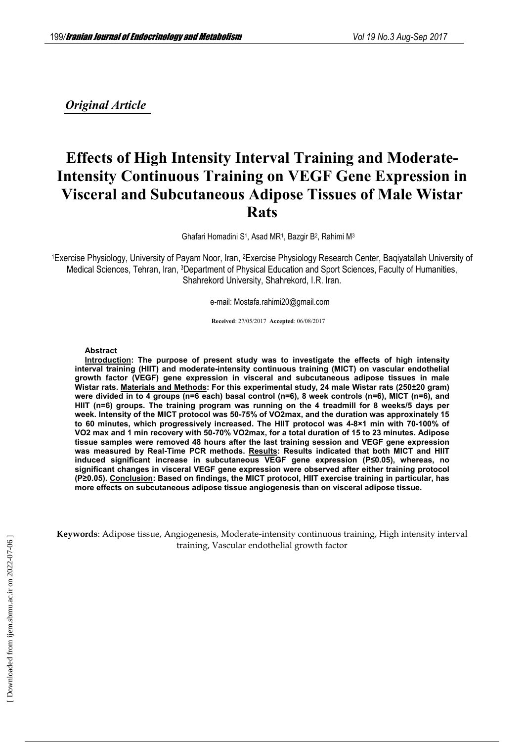*Original Article*

# Effects of High Intensity Interval Training and Moderate-Intensity Continuous Training on VEGF Gene Expression in Visceral and Subcutaneous Adipose Tissues of Male Wistar Rats

Ghafari Homadini S[1], Asad MR[1], Bazgir B[2], Rahimi M[3]

[1]Exercise Physiology, University of Payam Noor, Iran, [2]Exercise Physiology Research Center, Baqiyatallah University of Medical Sciences, Tehran, Iran, [3]Department of Physical Education and Sport Sciences, Faculty of Humanities, Shahrekord University, Shahrekord, I.R. Iran.

e-mail: Mostafa.rahimi20@gmail.com

**Received**: 27/05/2017 **Accepted**: 06/08/2017

### Abstract

**Introduction: The purpose of present study was to investigate the effects of high intensity interval training (HIIT) and moderate-intensity continuous training (MICT) on vascular endothelial growth factor (VEGF) gene expression in visceral and subcutaneous adipose tissues in male Wistar rats. Materials and Methods: For this experimental study, 24 male Wistar rats (250±20 gram) were divided in to 4 groups (n=6 each) basal control (n=6), 8 week controls (n=6), MICT (n=6), and HIIT (n=6) groups. The training program was running on the 4 treadmill for 8 weeks/5 days per week. Intensity of the MICT protocol was 50-75% of VO2max, and the duration was approximately 15 to 60 minutes, which progressively increased. The HIIT protocol was 4-8×1 min with 70-100% of VO2 max and 1 min recovery with 50-70% VO2max, for a total duration of 15 to 23 minutes. Adipose tissue samples were removed 48 hours after the last training session and VEGF gene expression was measured by Real-Time PCR methods. Results: Results indicated that both MICT and HIIT induced significant increase in subcutaneous VEGF gene expression (P≤0.05), whereas, no significant changes in visceral VEGF gene expression were observed after either training protocol (P≥0.05). Conclusion: Based on findings, the MICT protocol, HIIT exercise training in particular, has more effects on subcutaneous adipose tissue angiogenesis than on visceral adipose tissue.**

**Keywords**: Adipose tissue, Angiogenesis, Moderate-intensity continuous training, High intensity interval training, Vascular endothelial growth factor